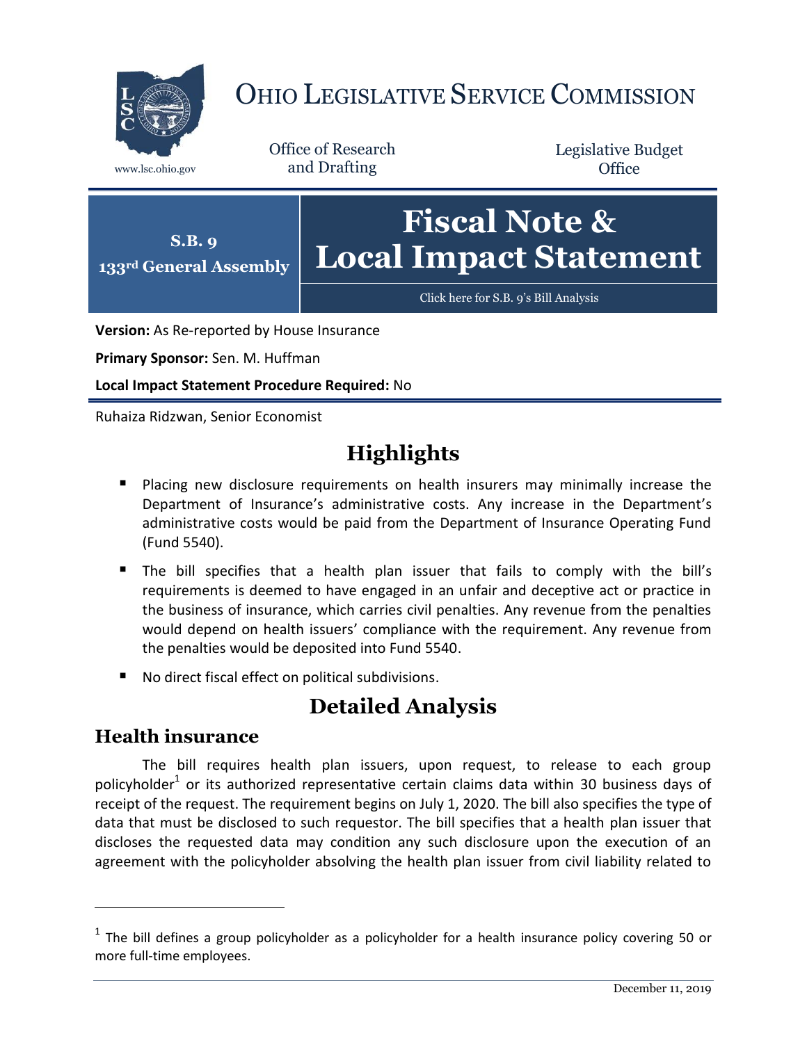# OHIO LEGISLATIVE SERVICE COMMISSION

www.lsc.ohio.gov

Office of Research and Drafting

Legislative Budget Office

**S.B. 9**
**133rd General Assembly**

# Fiscal Note & Local Impact Statement

Click here for S.B. 9's Bill Analysis

**Version:** As Re-reported by House Insurance

**Primary Sponsor:** Sen. M. Huffman

**Local Impact Statement Procedure Required:** No

Ruhaiza Ridzwan, Senior Economist

## Highlights

- Placing new disclosure requirements on health insurers may minimally increase the Department of Insurance's administrative costs. Any increase in the Department's administrative costs would be paid from the Department of Insurance Operating Fund (Fund 5540).
- The bill specifies that a health plan issuer that fails to comply with the bill's requirements is deemed to have engaged in an unfair and deceptive act or practice in the business of insurance, which carries civil penalties. Any revenue from the penalties would depend on health issuers' compliance with the requirement. Any revenue from the penalties would be deposited into Fund 5540.
- No direct fiscal effect on political subdivisions.

## Detailed Analysis

### Health insurance

The bill requires health plan issuers, upon request, to release to each group policyholder[1] or its authorized representative certain claims data within 30 business days of receipt of the request. The requirement begins on July 1, 2020. The bill also specifies the type of data that must be disclosed to such requestor. The bill specifies that a health plan issuer that discloses the requested data may condition any such disclosure upon the execution of an agreement with the policyholder absolving the health plan issuer from civil liability related to

[1] The bill defines a group policyholder as a policyholder for a health insurance policy covering 50 or more full-time employees.

December 11, 2019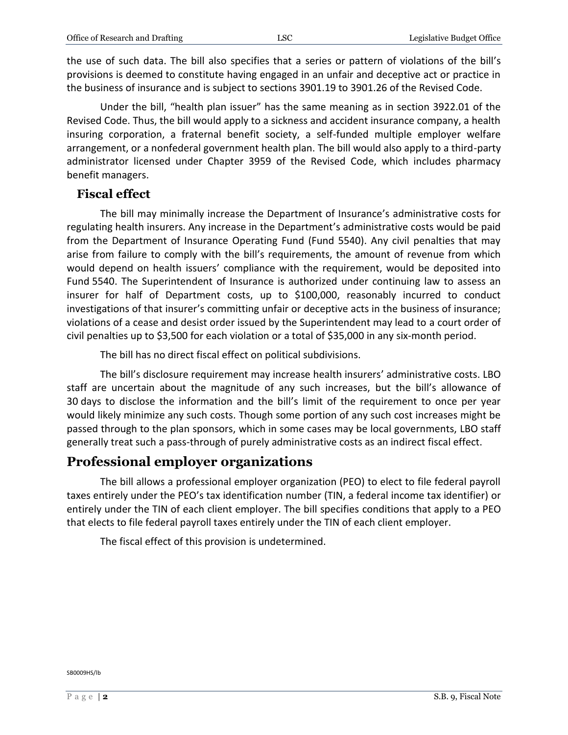the use of such data. The bill also specifies that a series or pattern of violations of the bill's provisions is deemed to constitute having engaged in an unfair and deceptive act or practice in the business of insurance and is subject to sections 3901.19 to 3901.26 of the Revised Code.

Under the bill, "health plan issuer" has the same meaning as in section 3922.01 of the Revised Code. Thus, the bill would apply to a sickness and accident insurance company, a health insuring corporation, a fraternal benefit society, a self-funded multiple employer welfare arrangement, or a nonfederal government health plan. The bill would also apply to a third-party administrator licensed under Chapter 3959 of the Revised Code, which includes pharmacy benefit managers.

### Fiscal effect

The bill may minimally increase the Department of Insurance's administrative costs for regulating health insurers. Any increase in the Department's administrative costs would be paid from the Department of Insurance Operating Fund (Fund 5540). Any civil penalties that may arise from failure to comply with the bill's requirements, the amount of revenue from which would depend on health issuers' compliance with the requirement, would be deposited into Fund 5540. The Superintendent of Insurance is authorized under continuing law to assess an insurer for half of Department costs, up to $100,000, reasonably incurred to conduct investigations of that insurer's committing unfair or deceptive acts in the business of insurance; violations of a cease and desist order issued by the Superintendent may lead to a court order of civil penalties up to $3,500 for each violation or a total of $35,000 in any six-month period.

The bill has no direct fiscal effect on political subdivisions.

The bill's disclosure requirement may increase health insurers' administrative costs. LBO staff are uncertain about the magnitude of any such increases, but the bill's allowance of 30 days to disclose the information and the bill's limit of the requirement to once per year would likely minimize any such costs. Though some portion of any such cost increases might be passed through to the plan sponsors, which in some cases may be local governments, LBO staff generally treat such a pass-through of purely administrative costs as an indirect fiscal effect.

## Professional employer organizations

The bill allows a professional employer organization (PEO) to elect to file federal payroll taxes entirely under the PEO's tax identification number (TIN, a federal income tax identifier) or entirely under the TIN of each client employer. The bill specifies conditions that apply to a PEO that elects to file federal payroll taxes entirely under the TIN of each client employer.

The fiscal effect of this provision is undetermined.

SB0009HS/lb